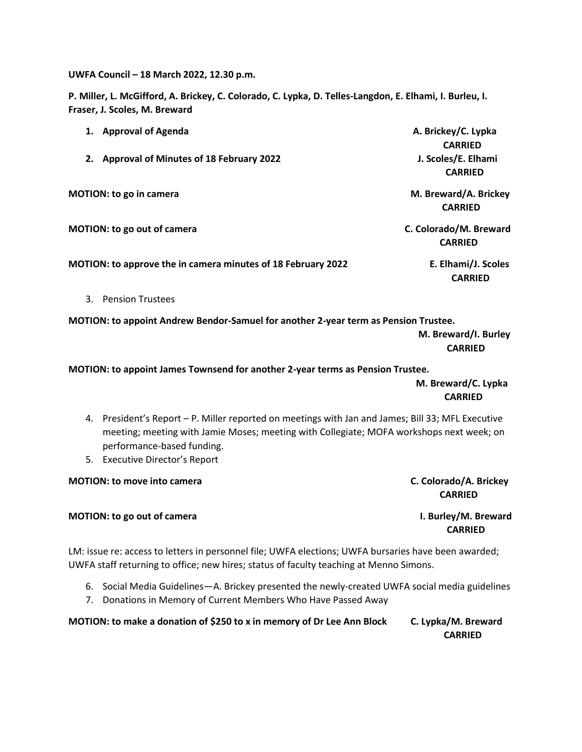**UWFA Council – 18 March 2022, 12.30 p.m.**

**P. Miller, L. McGifford, A. Brickey, C. Colorado, C. Lypka, D. Telles-Langdon, E. Elhami, I. Burleu, I. Fraser, J. Scoles, M. Breward**

1. **Approval of Agenda** — **A. Brickey/C. Lypka** — **CARRIED**
2. **Approval of Minutes of 18 February 2022** — **J. Scoles/E. Elhami** — **CARRIED**

**MOTION: to go in camera** — **M. Breward/A. Brickey** — **CARRIED**

**MOTION: to go out of camera** — **C. Colorado/M. Breward** — **CARRIED**

**MOTION: to approve the in camera minutes of 18 February 2022** — **E. Elhami/J. Scoles** — **CARRIED**

3. Pension Trustees

**MOTION: to appoint Andrew Bendor-Samuel for another 2-year term as Pension Trustee.**

**M. Breward/I. Burley**
**CARRIED**

**MOTION: to appoint James Townsend for another 2-year terms as Pension Trustee.**

**M. Breward/C. Lypka**
**CARRIED**

4. President's Report – P. Miller reported on meetings with Jan and James; Bill 33; MFL Executive meeting; meeting with Jamie Moses; meeting with Collegiate; MOFA workshops next week; on performance-based funding.
5. Executive Director's Report

**MOTION: to move into camera** — **C. Colorado/A. Brickey** — **CARRIED**

**MOTION: to go out of camera** — **I. Burley/M. Breward** — **CARRIED**

LM: issue re: access to letters in personnel file; UWFA elections; UWFA bursaries have been awarded; UWFA staff returning to office; new hires; status of faculty teaching at Menno Simons.

6. Social Media Guidelines—A. Brickey presented the newly-created UWFA social media guidelines
7. Donations in Memory of Current Members Who Have Passed Away

**MOTION: to make a donation of $250 to x in memory of Dr Lee Ann Block** — **C. Lypka/M. Breward** — **CARRIED**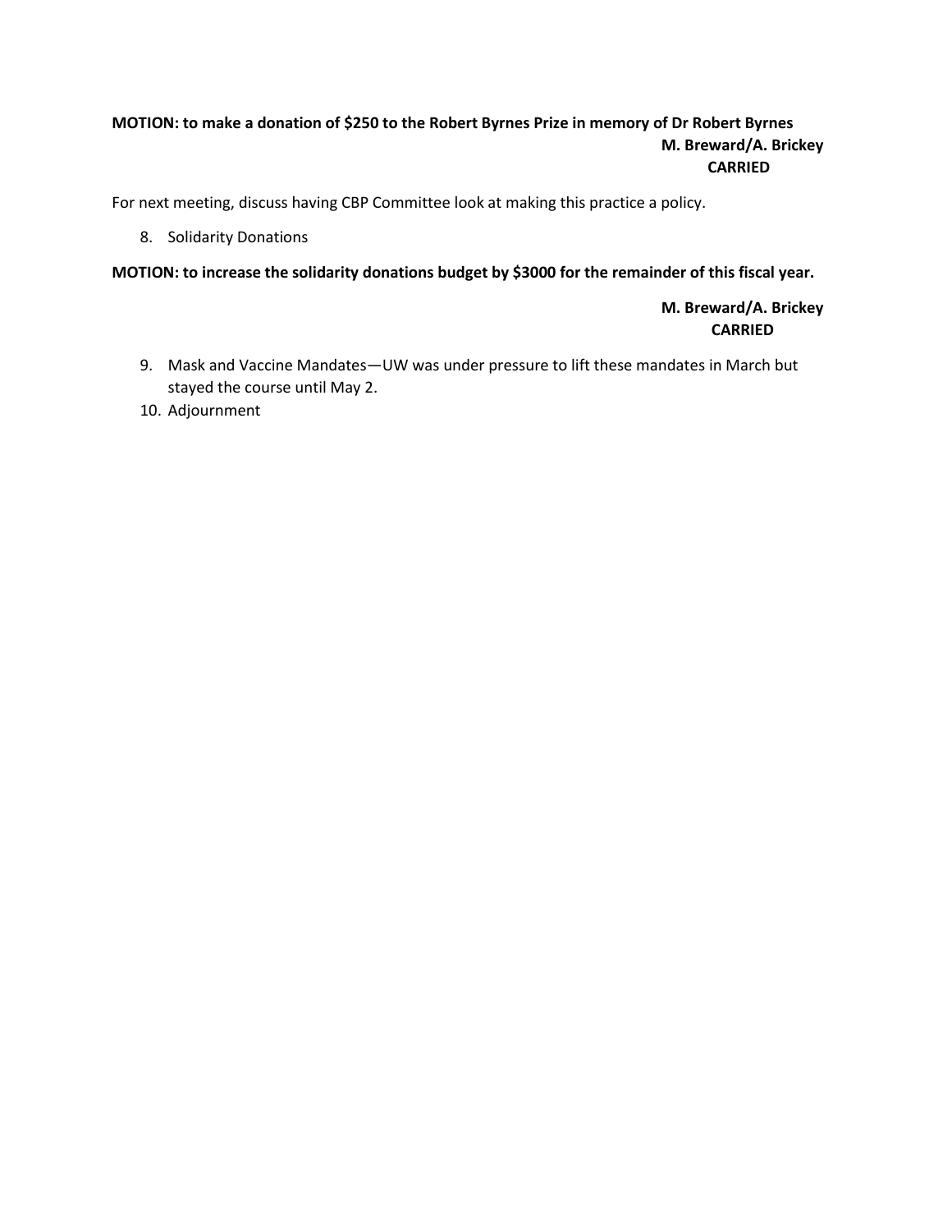**MOTION: to make a donation of $250 to the Robert Byrnes Prize in memory of Dr Robert Byrnes**

**M. Breward/A. Brickey**

**CARRIED**

For next meeting, discuss having CBP Committee look at making this practice a policy.

8. Solidarity Donations

**MOTION: to increase the solidarity donations budget by $3000 for the remainder of this fiscal year.**

**M. Breward/A. Brickey**

**CARRIED**

9. Mask and Vaccine Mandates—UW was under pressure to lift these mandates in March but stayed the course until May 2.
10. Adjournment